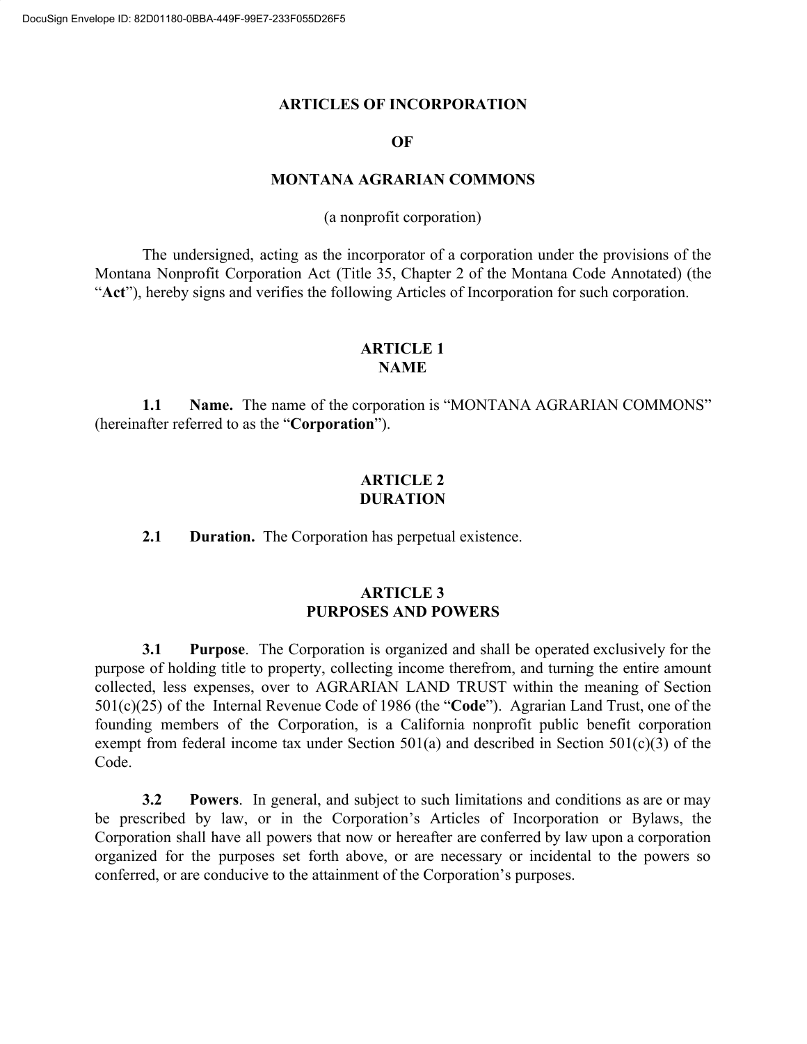# ARTICLES OF INCORPORATION

# OF

# MONTANA AGRARIAN COMMONS

(a nonprofit corporation)

The undersigned, acting as the incorporator of a corporation under the provisions of the Montana Nonprofit Corporation Act (Title 35, Chapter 2 of the Montana Code Annotated) (the "**Act**"), hereby signs and verifies the following Articles of Incorporation for such corporation.

## ARTICLE 1
## NAME

**1.1 Name.** The name of the corporation is "MONTANA AGRARIAN COMMONS" (hereinafter referred to as the "**Corporation**").

## ARTICLE 2
## DURATION

**2.1 Duration.** The Corporation has perpetual existence.

## ARTICLE 3
## PURPOSES AND POWERS

**3.1 Purpose**. The Corporation is organized and shall be operated exclusively for the purpose of holding title to property, collecting income therefrom, and turning the entire amount collected, less expenses, over to AGRARIAN LAND TRUST within the meaning of Section 501(c)(25) of the Internal Revenue Code of 1986 (the "**Code**"). Agrarian Land Trust, one of the founding members of the Corporation, is a California nonprofit public benefit corporation exempt from federal income tax under Section 501(a) and described in Section 501(c)(3) of the Code.

**3.2 Powers**. In general, and subject to such limitations and conditions as are or may be prescribed by law, or in the Corporation's Articles of Incorporation or Bylaws, the Corporation shall have all powers that now or hereafter are conferred by law upon a corporation organized for the purposes set forth above, or are necessary or incidental to the powers so conferred, or are conducive to the attainment of the Corporation's purposes.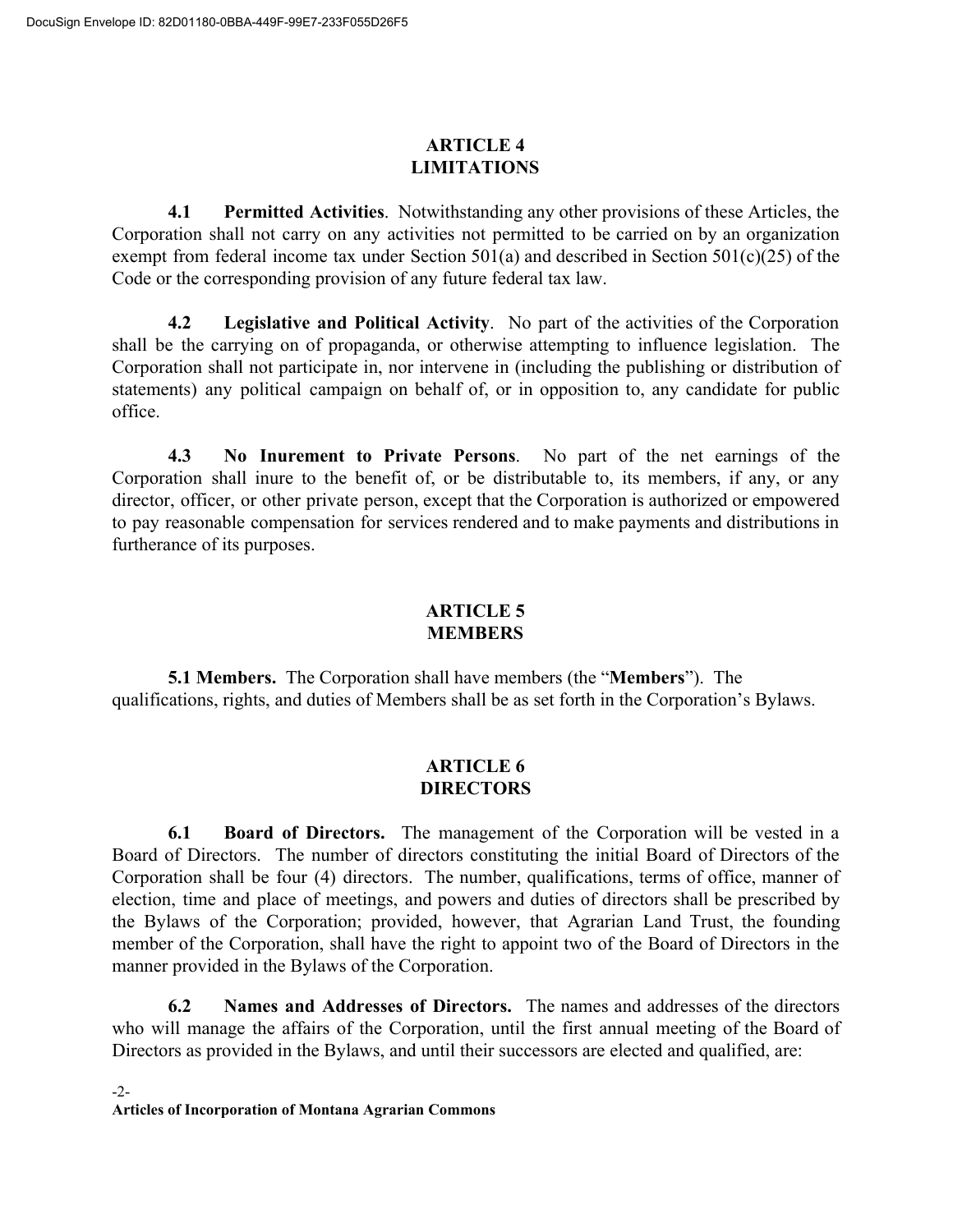## ARTICLE 4
## LIMITATIONS

**4.1 Permitted Activities**. Notwithstanding any other provisions of these Articles, the Corporation shall not carry on any activities not permitted to be carried on by an organization exempt from federal income tax under Section 501(a) and described in Section 501(c)(25) of the Code or the corresponding provision of any future federal tax law.

**4.2 Legislative and Political Activity**. No part of the activities of the Corporation shall be the carrying on of propaganda, or otherwise attempting to influence legislation. The Corporation shall not participate in, nor intervene in (including the publishing or distribution of statements) any political campaign on behalf of, or in opposition to, any candidate for public office.

**4.3 No Inurement to Private Persons**. No part of the net earnings of the Corporation shall inure to the benefit of, or be distributable to, its members, if any, or any director, officer, or other private person, except that the Corporation is authorized or empowered to pay reasonable compensation for services rendered and to make payments and distributions in furtherance of its purposes.

## ARTICLE 5
## MEMBERS

**5.1 Members.** The Corporation shall have members (the "**Members**"). The qualifications, rights, and duties of Members shall be as set forth in the Corporation's Bylaws.

## ARTICLE 6
## DIRECTORS

**6.1 Board of Directors.** The management of the Corporation will be vested in a Board of Directors. The number of directors constituting the initial Board of Directors of the Corporation shall be four (4) directors. The number, qualifications, terms of office, manner of election, time and place of meetings, and powers and duties of directors shall be prescribed by the Bylaws of the Corporation; provided, however, that Agrarian Land Trust, the founding member of the Corporation, shall have the right to appoint two of the Board of Directors in the manner provided in the Bylaws of the Corporation.

**6.2 Names and Addresses of Directors.** The names and addresses of the directors who will manage the affairs of the Corporation, until the first annual meeting of the Board of Directors as provided in the Bylaws, and until their successors are elected and qualified, are: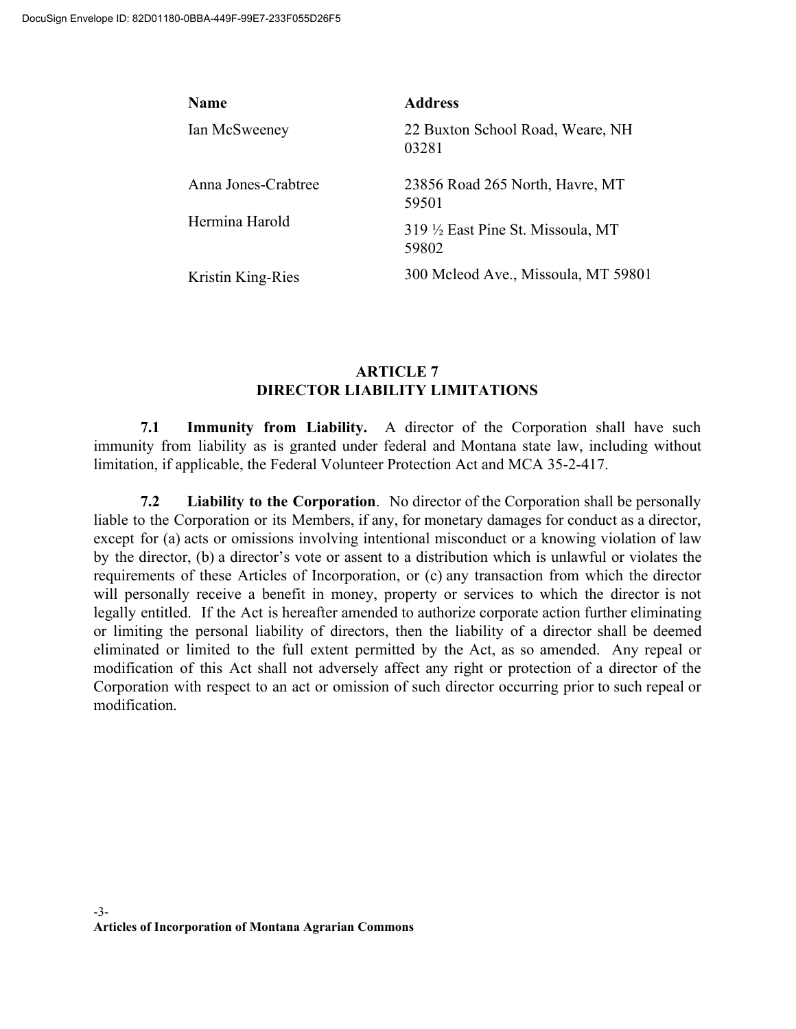| Name | Address |
| --- | --- |
| Ian McSweeney | 22 Buxton School Road, Weare, NH 03281 |
| Anna Jones-Crabtree | 23856 Road 265 North, Havre, MT 59501 |
| Hermina Harold | 319 ½ East Pine St. Missoula, MT 59802 |
| Kristin King-Ries | 300 Mcleod Ave., Missoula, MT 59801 |

## ARTICLE 7
## DIRECTOR LIABILITY LIMITATIONS

**7.1 Immunity from Liability.** A director of the Corporation shall have such immunity from liability as is granted under federal and Montana state law, including without limitation, if applicable, the Federal Volunteer Protection Act and MCA 35-2-417.

**7.2 Liability to the Corporation**. No director of the Corporation shall be personally liable to the Corporation or its Members, if any, for monetary damages for conduct as a director, except for (a) acts or omissions involving intentional misconduct or a knowing violation of law by the director, (b) a director's vote or assent to a distribution which is unlawful or violates the requirements of these Articles of Incorporation, or (c) any transaction from which the director will personally receive a benefit in money, property or services to which the director is not legally entitled. If the Act is hereafter amended to authorize corporate action further eliminating or limiting the personal liability of directors, then the liability of a director shall be deemed eliminated or limited to the full extent permitted by the Act, as so amended. Any repeal or modification of this Act shall not adversely affect any right or protection of a director of the Corporation with respect to an act or omission of such director occurring prior to such repeal or modification.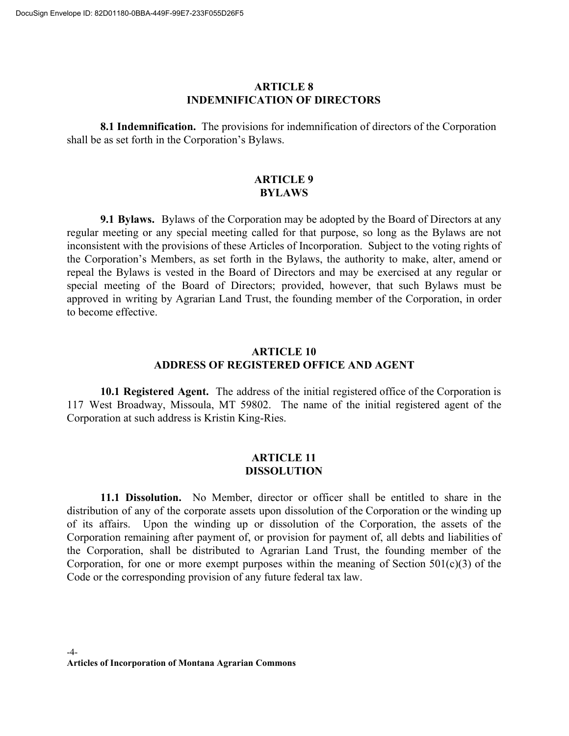## ARTICLE 8
## INDEMNIFICATION OF DIRECTORS

**8.1 Indemnification.** The provisions for indemnification of directors of the Corporation shall be as set forth in the Corporation's Bylaws.

## ARTICLE 9
## BYLAWS

**9.1 Bylaws.** Bylaws of the Corporation may be adopted by the Board of Directors at any regular meeting or any special meeting called for that purpose, so long as the Bylaws are not inconsistent with the provisions of these Articles of Incorporation. Subject to the voting rights of the Corporation's Members, as set forth in the Bylaws, the authority to make, alter, amend or repeal the Bylaws is vested in the Board of Directors and may be exercised at any regular or special meeting of the Board of Directors; provided, however, that such Bylaws must be approved in writing by Agrarian Land Trust, the founding member of the Corporation, in order to become effective.

## ARTICLE 10
## ADDRESS OF REGISTERED OFFICE AND AGENT

**10.1 Registered Agent.** The address of the initial registered office of the Corporation is 117 West Broadway, Missoula, MT 59802. The name of the initial registered agent of the Corporation at such address is Kristin King-Ries.

## ARTICLE 11
## DISSOLUTION

**11.1 Dissolution.** No Member, director or officer shall be entitled to share in the distribution of any of the corporate assets upon dissolution of the Corporation or the winding up of its affairs. Upon the winding up or dissolution of the Corporation, the assets of the Corporation remaining after payment of, or provision for payment of, all debts and liabilities of the Corporation, shall be distributed to Agrarian Land Trust, the founding member of the Corporation, for one or more exempt purposes within the meaning of Section 501(c)(3) of the Code or the corresponding provision of any future federal tax law.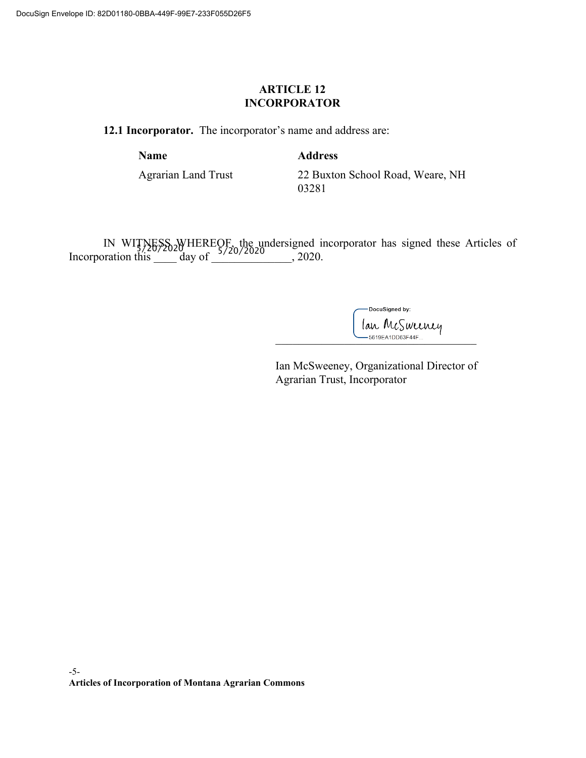## ARTICLE 12
## INCORPORATOR

**12.1 Incorporator.** The incorporator's name and address are:

| **Name** | **Address** |
|---|---|
| Agrarian Land Trust | 22 Buxton School Road, Weare, NH 03281 |

IN WITNESS WHEREOF, the undersigned incorporator has signed these Articles of Incorporation this 5/20/2020 day of 5/20/2020, 2020.

DocuSigned by:
Ian McSweeney
5619EA1DD63F44F...

\_\_\_\_\_\_\_\_\_\_\_\_\_\_\_\_\_\_\_\_\_\_\_\_\_\_\_\_\_\_\_\_\_\_\_\_

Ian McSweeney, Organizational Director of Agrarian Trust, Incorporator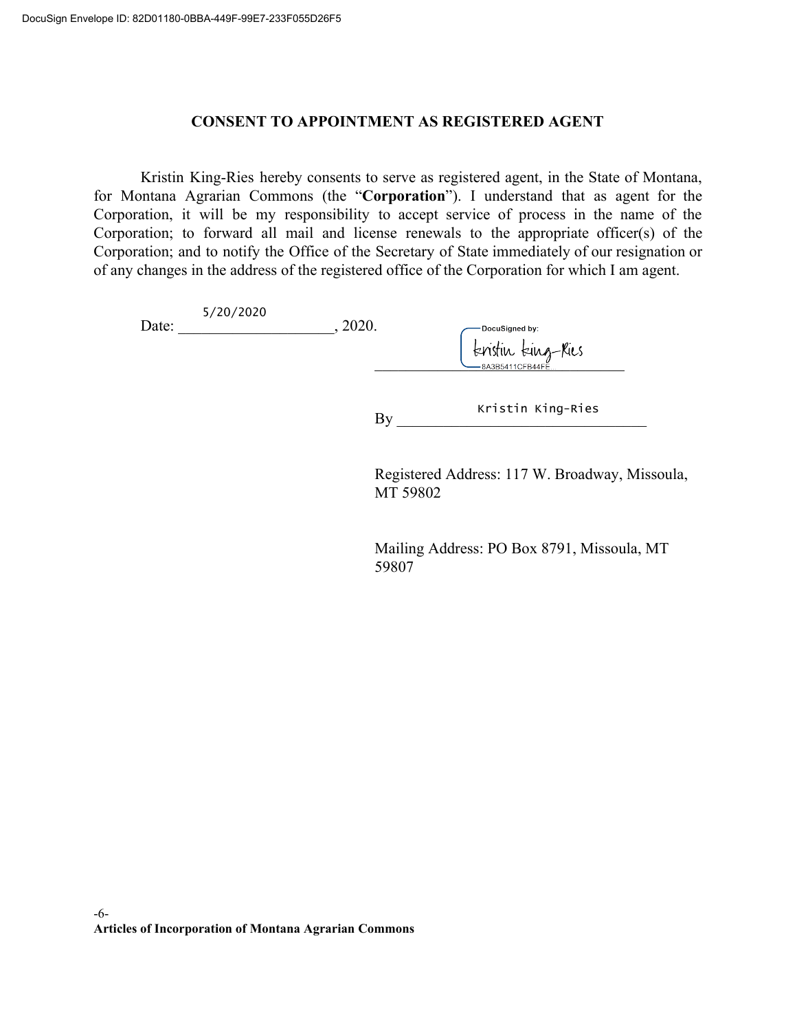**CONSENT TO APPOINTMENT AS REGISTERED AGENT**

Kristin King-Ries hereby consents to serve as registered agent, in the State of Montana, for Montana Agrarian Commons (the "**Corporation**"). I understand that as agent for the Corporation, it will be my responsibility to accept service of process in the name of the Corporation; to forward all mail and license renewals to the appropriate officer(s) of the Corporation; and to notify the Office of the Secretary of State immediately of our resignation or of any changes in the address of the registered office of the Corporation for which I am agent.

Date: 5/20/2020, 2020.

DocuSigned by:
Kristin King-Ries
8A3B5411CFB44FE...

By Kristin King-Ries

Registered Address: 117 W. Broadway, Missoula, MT 59802

Mailing Address: PO Box 8791, Missoula, MT 59807

-6-
**Articles of Incorporation of Montana Agrarian Commons**